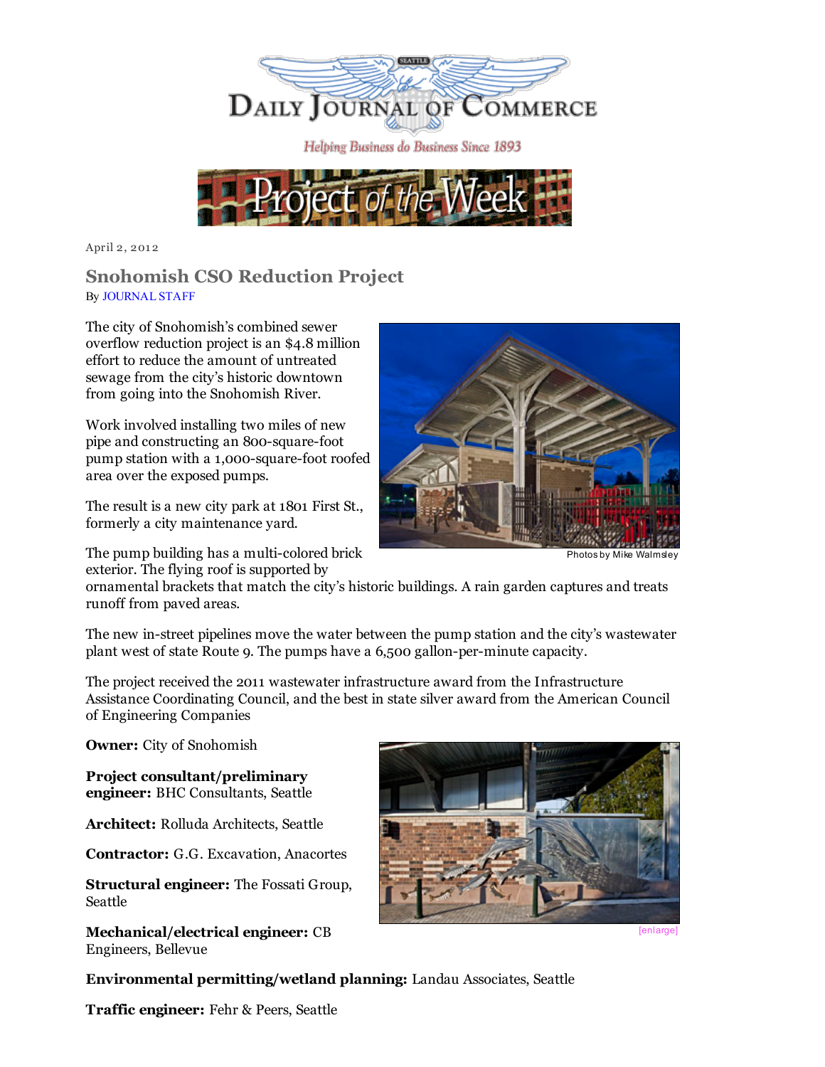Daily Journal of Commerce

*Helping Business do Business Since 1893*

Project of the Week

April 2, 2012

## Snohomish CSO Reduction Project

By JOURNAL STAFF

The city of Snohomish's combined sewer overflow reduction project is an $4.8 million effort to reduce the amount of untreated sewage from the city's historic downtown from going into the Snohomish River.

Work involved installing two miles of new pipe and constructing an 800-square-foot pump station with a 1,000-square-foot roofed area over the exposed pumps.

The result is a new city park at 1801 First St., formerly a city maintenance yard.

Photos by Mike Walmsley

The pump building has a multi-colored brick exterior. The flying roof is supported by ornamental brackets that match the city's historic buildings. A rain garden captures and treats runoff from paved areas.

The new in-street pipelines move the water between the pump station and the city's wastewater plant west of state Route 9. The pumps have a 6,500 gallon-per-minute capacity.

The project received the 2011 wastewater infrastructure award from the Infrastructure Assistance Coordinating Council, and the best in state silver award from the American Council of Engineering Companies

**Owner:** City of Snohomish

**Project consultant/preliminary engineer:** BHC Consultants, Seattle

**Architect:** Rolluda Architects, Seattle

**Contractor:** G.G. Excavation, Anacortes

**Structural engineer:** The Fossati Group, Seattle

**Mechanical/electrical engineer:** CB Engineers, Bellevue

[enlarge]

**Environmental permitting/wetland planning:** Landau Associates, Seattle

**Traffic engineer:** Fehr & Peers, Seattle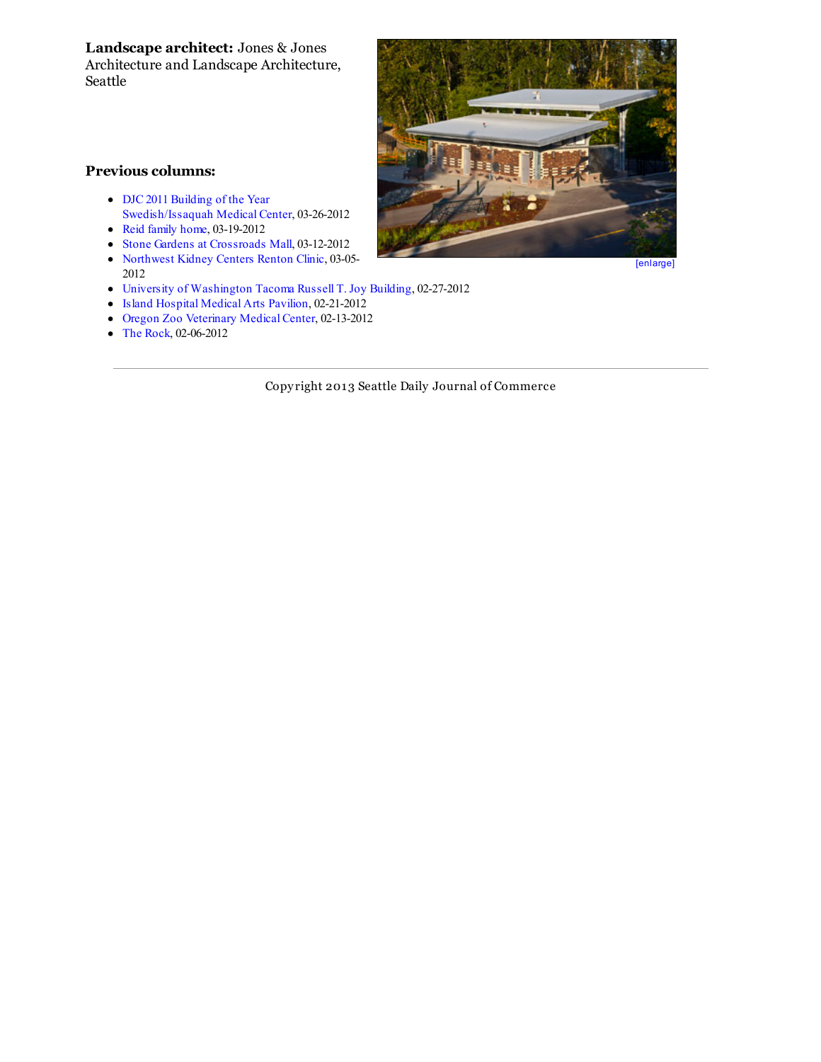**Landscape architect:** Jones & Jones Architecture and Landscape Architecture, Seattle

[enlarge]

## Previous columns:

- DJC 2011 Building of the Year Swedish/Issaquah Medical Center, 03-26-2012
- Reid family home, 03-19-2012
- Stone Gardens at Crossroads Mall, 03-12-2012
- Northwest Kidney Centers Renton Clinic, 03-05-2012
- University of Washington Tacoma Russell T. Joy Building, 02-27-2012
- Island Hospital Medical Arts Pavilion, 02-21-2012
- Oregon Zoo Veterinary Medical Center, 02-13-2012
- The Rock, 02-06-2012

---

Copyright 2013 Seattle Daily Journal of Commerce